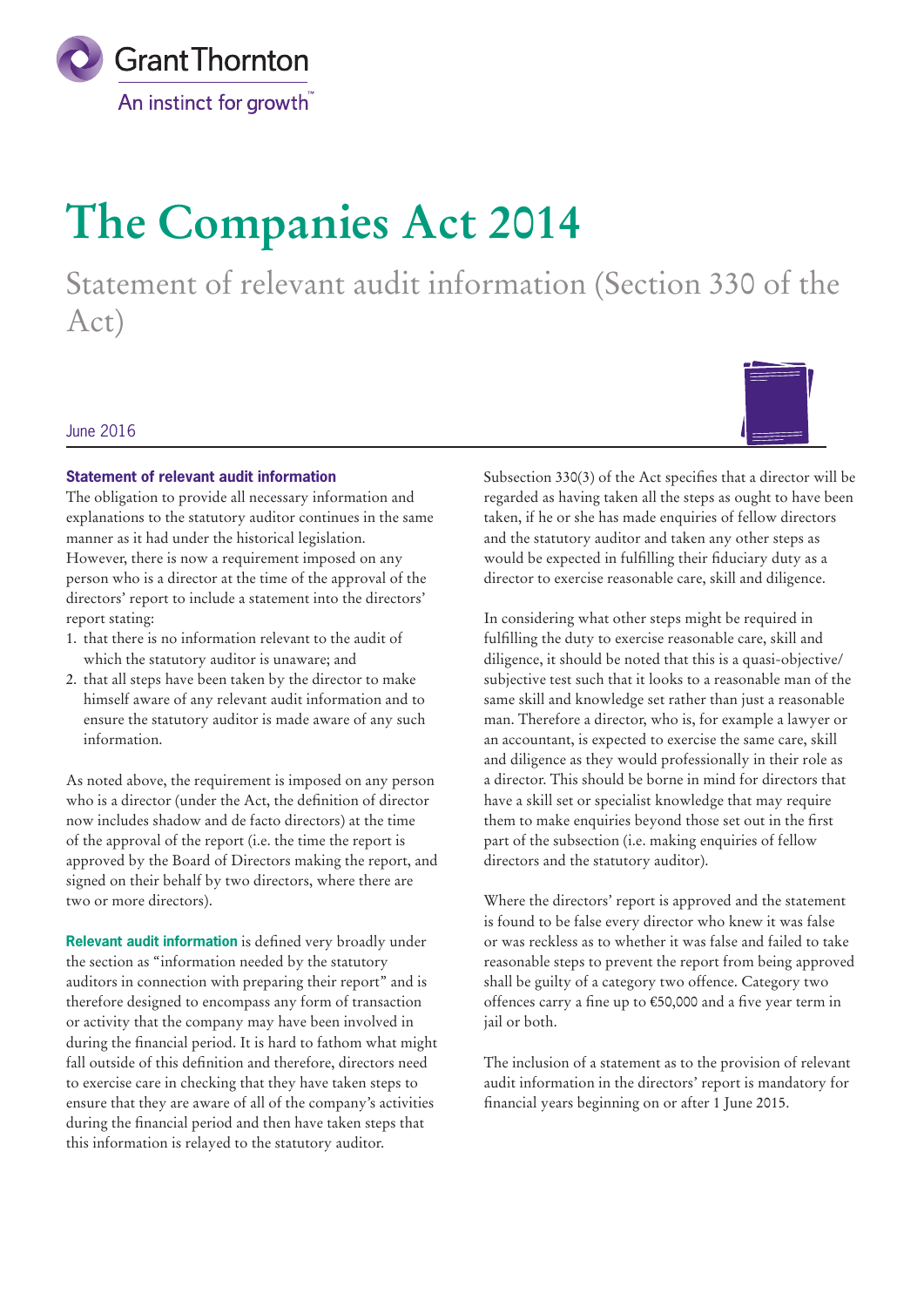Grant Thornton

An instinct for growth™

# The Companies Act 2014

## Statement of relevant audit information (Section 330 of the Act)

June 2016

### Statement of relevant audit information

The obligation to provide all necessary information and explanations to the statutory auditor continues in the same manner as it had under the historical legislation. However, there is now a requirement imposed on any person who is a director at the time of the approval of the directors' report to include a statement into the directors' report stating:

1. that there is no information relevant to the audit of which the statutory auditor is unaware; and
2. that all steps have been taken by the director to make himself aware of any relevant audit information and to ensure the statutory auditor is made aware of any such information.

As noted above, the requirement is imposed on any person who is a director (under the Act, the definition of director now includes shadow and de facto directors) at the time of the approval of the report (i.e. the time the report is approved by the Board of Directors making the report, and signed on their behalf by two directors, where there are two or more directors).

**Relevant audit information** is defined very broadly under the section as "information needed by the statutory auditors in connection with preparing their report" and is therefore designed to encompass any form of transaction or activity that the company may have been involved in during the financial period. It is hard to fathom what might fall outside of this definition and therefore, directors need to exercise care in checking that they have taken steps to ensure that they are aware of all of the company's activities during the financial period and then have taken steps that this information is relayed to the statutory auditor.

Subsection 330(3) of the Act specifies that a director will be regarded as having taken all the steps as ought to have been taken, if he or she has made enquiries of fellow directors and the statutory auditor and taken any other steps as would be expected in fulfilling their fiduciary duty as a director to exercise reasonable care, skill and diligence.

In considering what other steps might be required in fulfilling the duty to exercise reasonable care, skill and diligence, it should be noted that this is a quasi-objective/subjective test such that it looks to a reasonable man of the same skill and knowledge set rather than just a reasonable man. Therefore a director, who is, for example a lawyer or an accountant, is expected to exercise the same care, skill and diligence as they would professionally in their role as a director. This should be borne in mind for directors that have a skill set or specialist knowledge that may require them to make enquiries beyond those set out in the first part of the subsection (i.e. making enquiries of fellow directors and the statutory auditor).

Where the directors' report is approved and the statement is found to be false every director who knew it was false or was reckless as to whether it was false and failed to take reasonable steps to prevent the report from being approved shall be guilty of a category two offence. Category two offences carry a fine up to €50,000 and a five year term in jail or both.

The inclusion of a statement as to the provision of relevant audit information in the directors' report is mandatory for financial years beginning on or after 1 June 2015.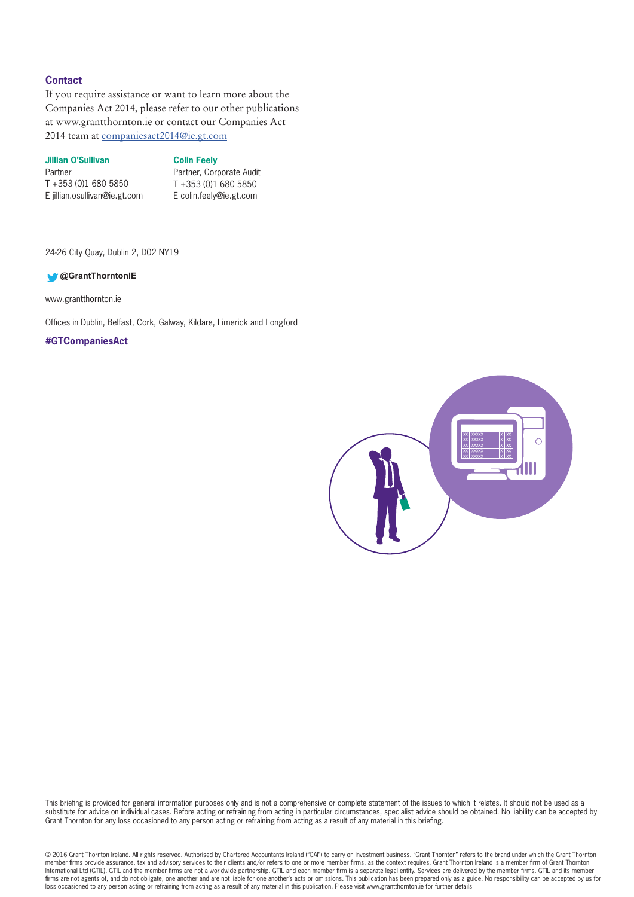## Contact

If you require assistance or want to learn more about the Companies Act 2014, please refer to our other publications at www.grantthornton.ie or contact our Companies Act 2014 team at companiesact2014@ie.gt.com

**Jillian O'Sullivan**
Partner
T +353 (0)1 680 5850
E jillian.osullivan@ie.gt.com

**Colin Feely**
Partner, Corporate Audit
T +353 (0)1 680 5850
E colin.feely@ie.gt.com

24-26 City Quay, Dublin 2, D02 NY19

**@GrantThorntonIE**

www.grantthornton.ie

Offices in Dublin, Belfast, Cork, Galway, Kildare, Limerick and Longford

**#GTCompaniesAct**

This briefing is provided for general information purposes only and is not a comprehensive or complete statement of the issues to which it relates. It should not be used as a substitute for advice on individual cases. Before acting or refraining from acting in particular circumstances, specialist advice should be obtained. No liability can be accepted by Grant Thornton for any loss occasioned to any person acting or refraining from acting as a result of any material in this briefing.

© 2016 Grant Thornton Ireland. All rights reserved. Authorised by Chartered Accountants Ireland ("CAI") to carry on investment business. "Grant Thornton" refers to the brand under which the Grant Thornton member firms provide assurance, tax and advisory services to their clients and/or refers to one or more member firms, as the context requires. Grant Thornton Ireland is a member firm of Grant Thornton International Ltd (GTIL). GTIL and the member firms are not a worldwide partnership. GTIL and each member firm is a separate legal entity. Services are delivered by the member firms. GTIL and its member firms are not agents of, and do not obligate, one another and are not liable for one another's acts or omissions. This publication has been prepared only as a guide. No responsibility can be accepted by us for loss occasioned to any person acting or refraining from acting as a result of any material in this publication. Please visit www.grantthornton.ie for further details